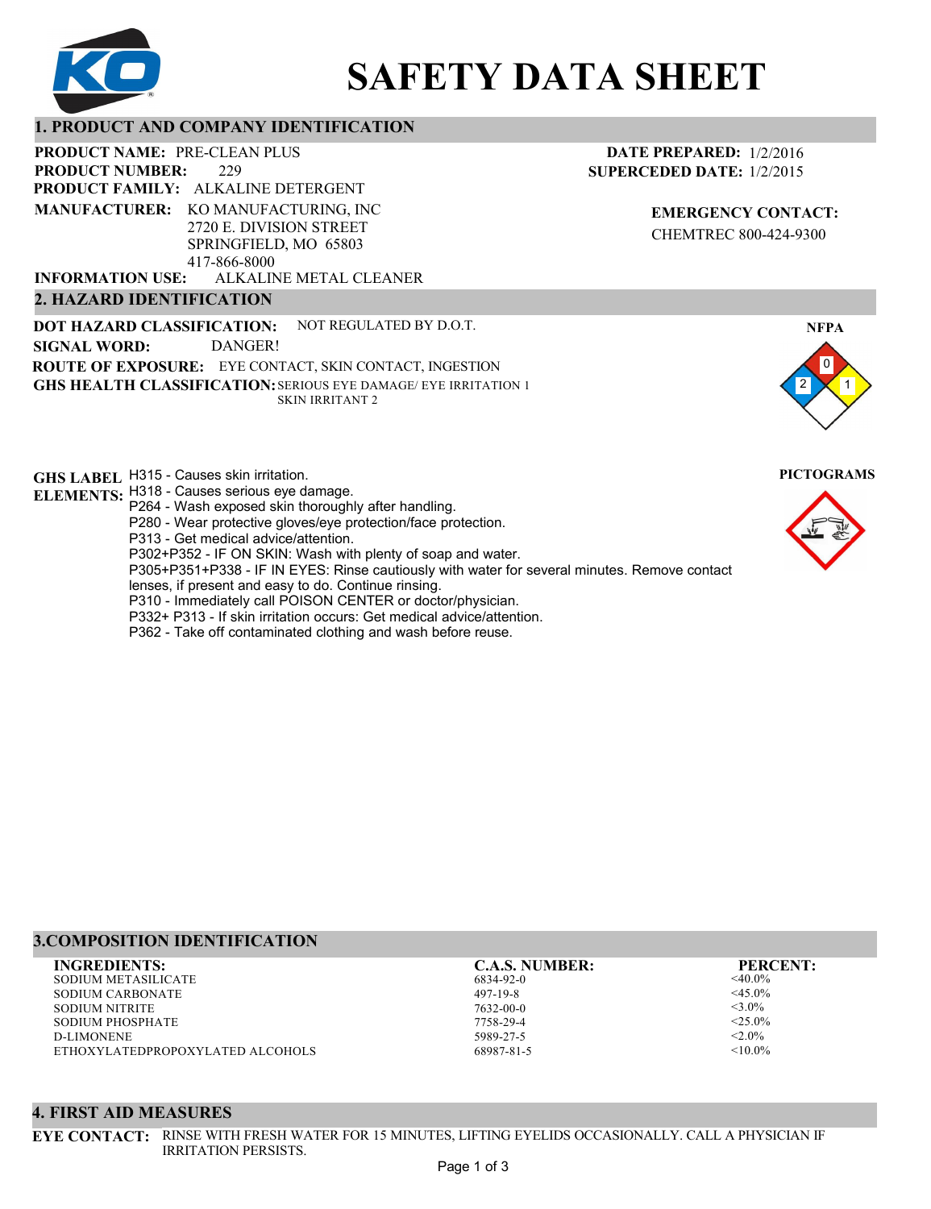# SAFETY DATA SHEET

## 1. PRODUCT AND COMPANY IDENTIFICATION

**PRODUCT NAME:** PRE-CLEAN PLUS
**PRODUCT NUMBER:** 229
**PRODUCT FAMILY:** ALKALINE DETERGENT
**MANUFACTURER:** KO MANUFACTURING, INC
2720 E. DIVISION STREET
SPRINGFIELD, MO 65803
417-866-8000
**INFORMATION USE:** ALKALINE METAL CLEANER

**DATE PREPARED:** 1/2/2016
**SUPERCEDED DATE:** 1/2/2015

**EMERGENCY CONTACT:**
CHEMTREC 800-424-9300

## 2. HAZARD IDENTIFICATION

**DOT HAZARD CLASSIFICATION:** NOT REGULATED BY D.O.T.
**SIGNAL WORD:** DANGER!
**ROUTE OF EXPOSURE:** EYE CONTACT, SKIN CONTACT, INGESTION
**GHS HEALTH CLASSIFICATION:** SERIOUS EYE DAMAGE/ EYE IRRITATION 1
SKIN IRRITANT 2

**NFPA**
Health: 2
Flammability: 0
Reactivity: 1

**GHS LABEL ELEMENTS:**
H315 - Causes skin irritation.
H318 - Causes serious eye damage.
P264 - Wash exposed skin thoroughly after handling.
P280 - Wear protective gloves/eye protection/face protection.
P313 - Get medical advice/attention.
P302+P352 - IF ON SKIN: Wash with plenty of soap and water.
P305+P351+P338 - IF IN EYES: Rinse cautiously with water for several minutes. Remove contact lenses, if present and easy to do. Continue rinsing.
P310 - Immediately call POISON CENTER or doctor/physician.
P332+ P313 - If skin irritation occurs: Get medical advice/attention.
P362 - Take off contaminated clothing and wash before reuse.

**PICTOGRAMS**

## 3.COMPOSITION IDENTIFICATION

| INGREDIENTS: | C.A.S. NUMBER: | PERCENT: |
|---|---|---|
| SODIUM METASILICATE | 6834-92-0 | <40.0% |
| SODIUM CARBONATE | 497-19-8 | <45.0% |
| SODIUM NITRITE | 7632-00-0 | <3.0% |
| SODIUM PHOSPHATE | 7758-29-4 | <25.0% |
| D-LIMONENE | 5989-27-5 | <2.0% |
| ETHOXYLATEDPROPOXYLATED ALCOHOLS | 68987-81-5 | <10.0% |

## 4. FIRST AID MEASURES

**EYE CONTACT:** RINSE WITH FRESH WATER FOR 15 MINUTES, LIFTING EYELIDS OCCASIONALLY. CALL A PHYSICIAN IF IRRITATION PERSISTS.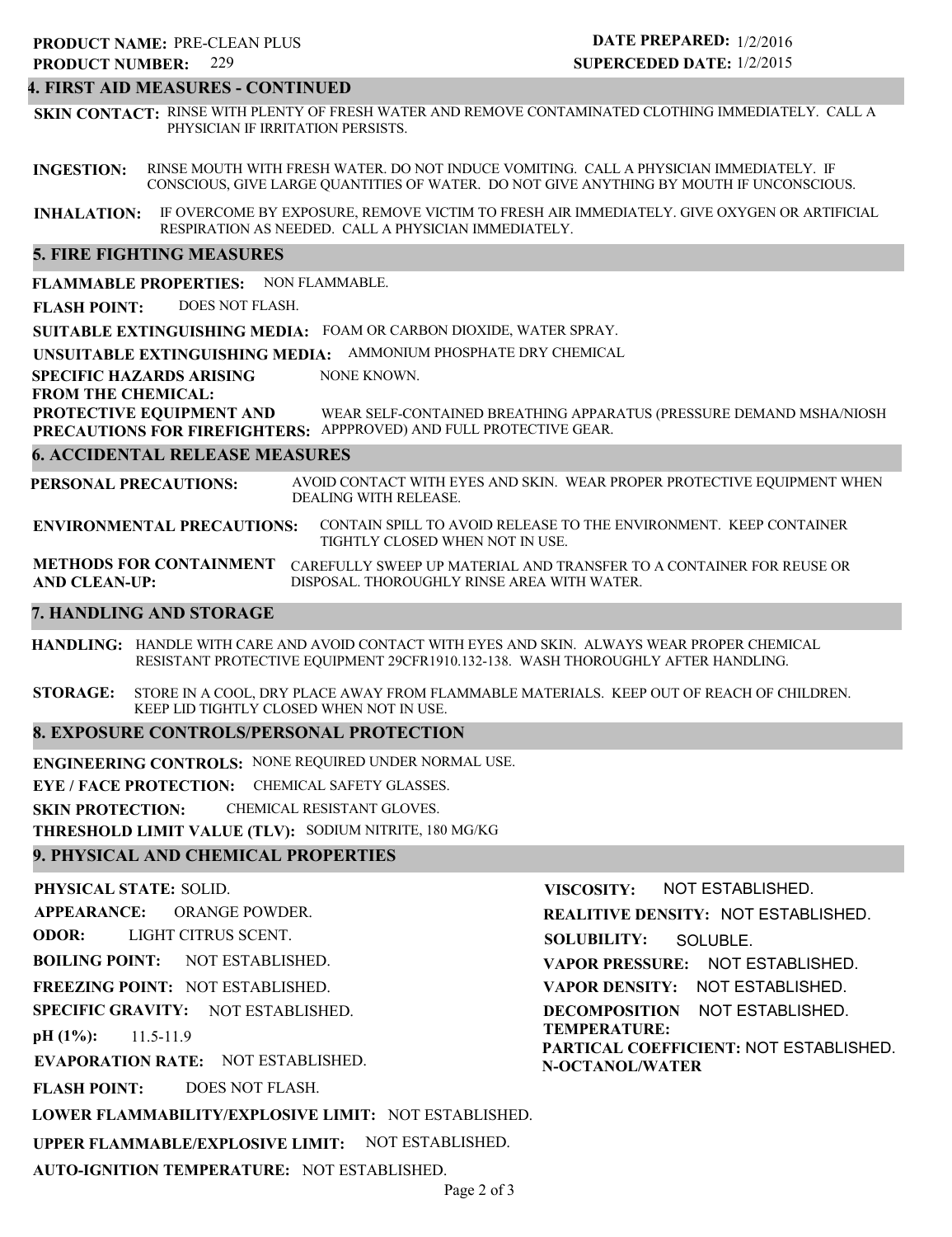**PRODUCT NAME:** PRE-CLEAN PLUS
**PRODUCT NUMBER:** 229

**DATE PREPARED:** 1/2/2016
**SUPERCEDED DATE:** 1/2/2015

## 4. FIRST AID MEASURES - CONTINUED

**SKIN CONTACT:** RINSE WITH PLENTY OF FRESH WATER AND REMOVE CONTAMINATED CLOTHING IMMEDIATELY. CALL A PHYSICIAN IF IRRITATION PERSISTS.

**INGESTION:** RINSE MOUTH WITH FRESH WATER. DO NOT INDUCE VOMITING. CALL A PHYSICIAN IMMEDIATELY. IF CONSCIOUS, GIVE LARGE QUANTITIES OF WATER. DO NOT GIVE ANYTHING BY MOUTH IF UNCONSCIOUS.

**INHALATION:** IF OVERCOME BY EXPOSURE, REMOVE VICTIM TO FRESH AIR IMMEDIATELY. GIVE OXYGEN OR ARTIFICIAL RESPIRATION AS NEEDED. CALL A PHYSICIAN IMMEDIATELY.

## 5. FIRE FIGHTING MEASURES

**FLAMMABLE PROPERTIES:** NON FLAMMABLE.

**FLASH POINT:** DOES NOT FLASH.

**SUITABLE EXTINGUISHING MEDIA:** FOAM OR CARBON DIOXIDE, WATER SPRAY.

**UNSUITABLE EXTINGUISHING MEDIA:** AMMONIUM PHOSPHATE DRY CHEMICAL

**SPECIFIC HAZARDS ARISING FROM THE CHEMICAL:** NONE KNOWN.

**PROTECTIVE EQUIPMENT AND PRECAUTIONS FOR FIREFIGHTERS:** WEAR SELF-CONTAINED BREATHING APPARATUS (PRESSURE DEMAND MSHA/NIOSH APPPROVED) AND FULL PROTECTIVE GEAR.

## 6. ACCIDENTAL RELEASE MEASURES

**PERSONAL PRECAUTIONS:** AVOID CONTACT WITH EYES AND SKIN. WEAR PROPER PROTECTIVE EQUIPMENT WHEN DEALING WITH RELEASE.

**ENVIRONMENTAL PRECAUTIONS:** CONTAIN SPILL TO AVOID RELEASE TO THE ENVIRONMENT. KEEP CONTAINER TIGHTLY CLOSED WHEN NOT IN USE.

**METHODS FOR CONTAINMENT AND CLEAN-UP:** CAREFULLY SWEEP UP MATERIAL AND TRANSFER TO A CONTAINER FOR REUSE OR DISPOSAL. THOROUGHLY RINSE AREA WITH WATER.

## 7. HANDLING AND STORAGE

**HANDLING:** HANDLE WITH CARE AND AVOID CONTACT WITH EYES AND SKIN. ALWAYS WEAR PROPER CHEMICAL RESISTANT PROTECTIVE EQUIPMENT 29CFR1910.132-138. WASH THOROUGHLY AFTER HANDLING.

**STORAGE:** STORE IN A COOL, DRY PLACE AWAY FROM FLAMMABLE MATERIALS. KEEP OUT OF REACH OF CHILDREN. KEEP LID TIGHTLY CLOSED WHEN NOT IN USE.

## 8. EXPOSURE CONTROLS/PERSONAL PROTECTION

**ENGINEERING CONTROLS:** NONE REQUIRED UNDER NORMAL USE.

**EYE / FACE PROTECTION:** CHEMICAL SAFETY GLASSES.

**SKIN PROTECTION:** CHEMICAL RESISTANT GLOVES.

**THRESHOLD LIMIT VALUE (TLV):** SODIUM NITRITE, 180 MG/KG

## 9. PHYSICAL AND CHEMICAL PROPERTIES

**PHYSICAL STATE:** SOLID.

**APPEARANCE:** ORANGE POWDER.

**ODOR:** LIGHT CITRUS SCENT.

**BOILING POINT:** NOT ESTABLISHED.

**FREEZING POINT:** NOT ESTABLISHED.

**SPECIFIC GRAVITY:** NOT ESTABLISHED.

**pH (1%):** 11.5-11.9

**EVAPORATION RATE:** NOT ESTABLISHED.

**FLASH POINT:** DOES NOT FLASH.

**LOWER FLAMMABILITY/EXPLOSIVE LIMIT:** NOT ESTABLISHED.

**UPPER FLAMMABLE/EXPLOSIVE LIMIT:** NOT ESTABLISHED.

**AUTO-IGNITION TEMPERATURE:** NOT ESTABLISHED.

**VISCOSITY:** NOT ESTABLISHED.

**REALITIVE DENSITY:** NOT ESTABLISHED.

**SOLUBILITY:** SOLUBLE.

**VAPOR PRESSURE:** NOT ESTABLISHED.

**VAPOR DENSITY:** NOT ESTABLISHED.

**DECOMPOSITION TEMPERATURE:** NOT ESTABLISHED.

**PARTICAL COEFFICIENT: N-OCTANOL/WATER** NOT ESTABLISHED.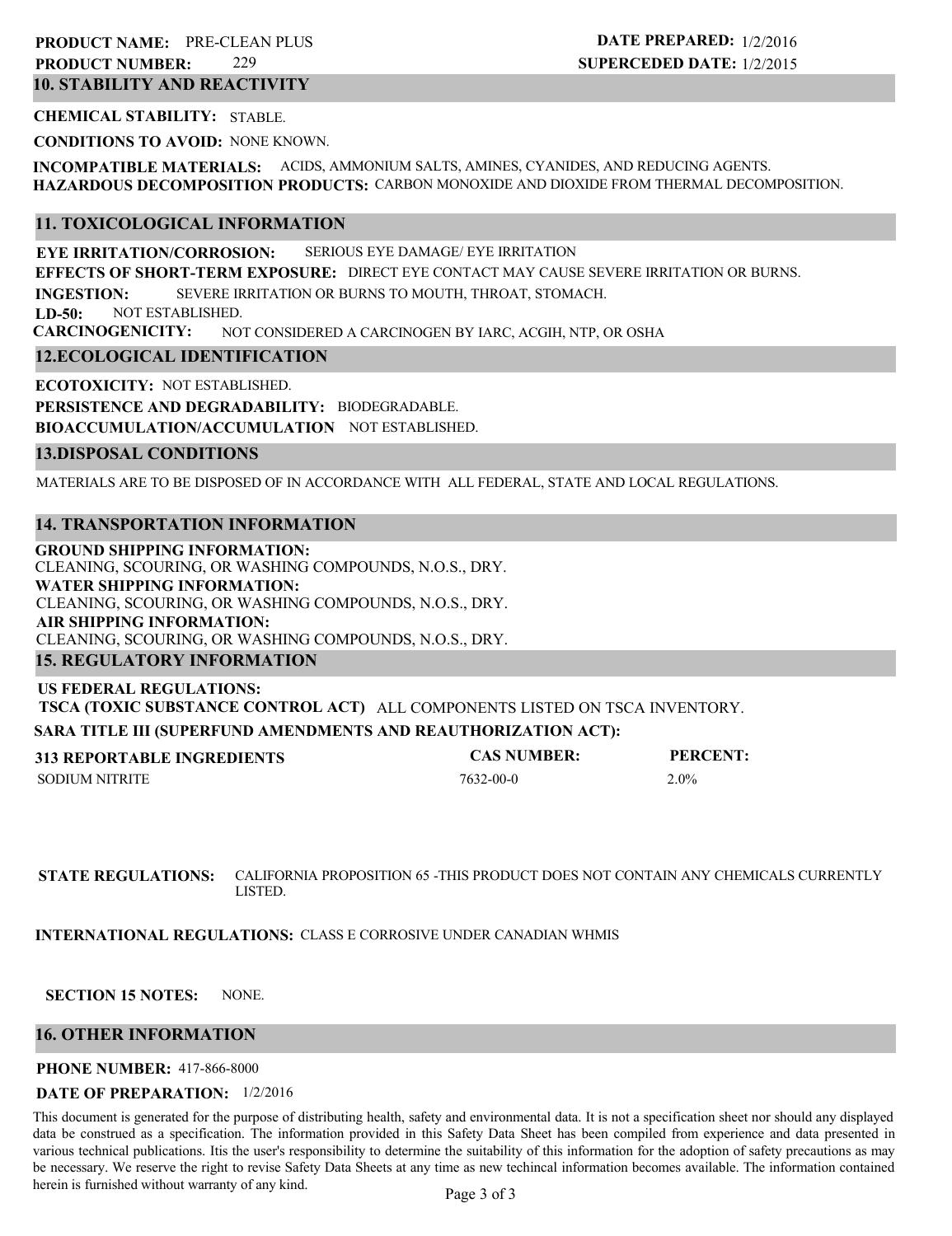**PRODUCT NAME:** PRE-CLEAN PLUS
**PRODUCT NUMBER:** 229

**DATE PREPARED:** 1/2/2016
**SUPERCEDED DATE:** 1/2/2015

## 10. STABILITY AND REACTIVITY

**CHEMICAL STABILITY:** STABLE.

**CONDITIONS TO AVOID:** NONE KNOWN.

**INCOMPATIBLE MATERIALS:** ACIDS, AMMONIUM SALTS, AMINES, CYANIDES, AND REDUCING AGENTS.
**HAZARDOUS DECOMPOSITION PRODUCTS:** CARBON MONOXIDE AND DIOXIDE FROM THERMAL DECOMPOSITION.

## 11. TOXICOLOGICAL INFORMATION

**EYE IRRITATION/CORROSION:** SERIOUS EYE DAMAGE/ EYE IRRITATION
**EFFECTS OF SHORT-TERM EXPOSURE:** DIRECT EYE CONTACT MAY CAUSE SEVERE IRRITATION OR BURNS.
**INGESTION:** SEVERE IRRITATION OR BURNS TO MOUTH, THROAT, STOMACH.
**LD-50:** NOT ESTABLISHED.
**CARCINOGENICITY:** NOT CONSIDERED A CARCINOGEN BY IARC, ACGIH, NTP, OR OSHA

## 12.ECOLOGICAL IDENTIFICATION

**ECOTOXICITY:** NOT ESTABLISHED.
**PERSISTENCE AND DEGRADABILITY:** BIODEGRADABLE.
**BIOACCUMULATION/ACCUMULATION** NOT ESTABLISHED.

## 13.DISPOSAL CONDITIONS

MATERIALS ARE TO BE DISPOSED OF IN ACCORDANCE WITH ALL FEDERAL, STATE AND LOCAL REGULATIONS.

## 14. TRANSPORTATION INFORMATION

**GROUND SHIPPING INFORMATION:**
CLEANING, SCOURING, OR WASHING COMPOUNDS, N.O.S., DRY.
**WATER SHIPPING INFORMATION:**
CLEANING, SCOURING, OR WASHING COMPOUNDS, N.O.S., DRY.
**AIR SHIPPING INFORMATION:**
CLEANING, SCOURING, OR WASHING COMPOUNDS, N.O.S., DRY.

## 15. REGULATORY INFORMATION

**US FEDERAL REGULATIONS:**
**TSCA (TOXIC SUBSTANCE CONTROL ACT)** ALL COMPONENTS LISTED ON TSCA INVENTORY.
**SARA TITLE III (SUPERFUND AMENDMENTS AND REAUTHORIZATION ACT):**

| 313 REPORTABLE INGREDIENTS | CAS NUMBER: | PERCENT: |
| --- | --- | --- |
| SODIUM NITRITE | 7632-00-0 | 2.0% |

**STATE REGULATIONS:** CALIFORNIA PROPOSITION 65 -THIS PRODUCT DOES NOT CONTAIN ANY CHEMICALS CURRENTLY LISTED.

**INTERNATIONAL REGULATIONS:** CLASS E CORROSIVE UNDER CANADIAN WHMIS

**SECTION 15 NOTES:** NONE.

## 16. OTHER INFORMATION

**PHONE NUMBER:** 417-866-8000
**DATE OF PREPARATION:** 1/2/2016

This document is generated for the purpose of distributing health, safety and environmental data. It is not a specification sheet nor should any displayed data be construed as a specification. The information provided in this Safety Data Sheet has been compiled from experience and data presented in various technical publications. Itis the user's responsibility to determine the suitability of this information for the adoption of safety precautions as may be necessary. We reserve the right to revise Safety Data Sheets at any time as new techincal information becomes available. The information contained herein is furnished without warranty of any kind.